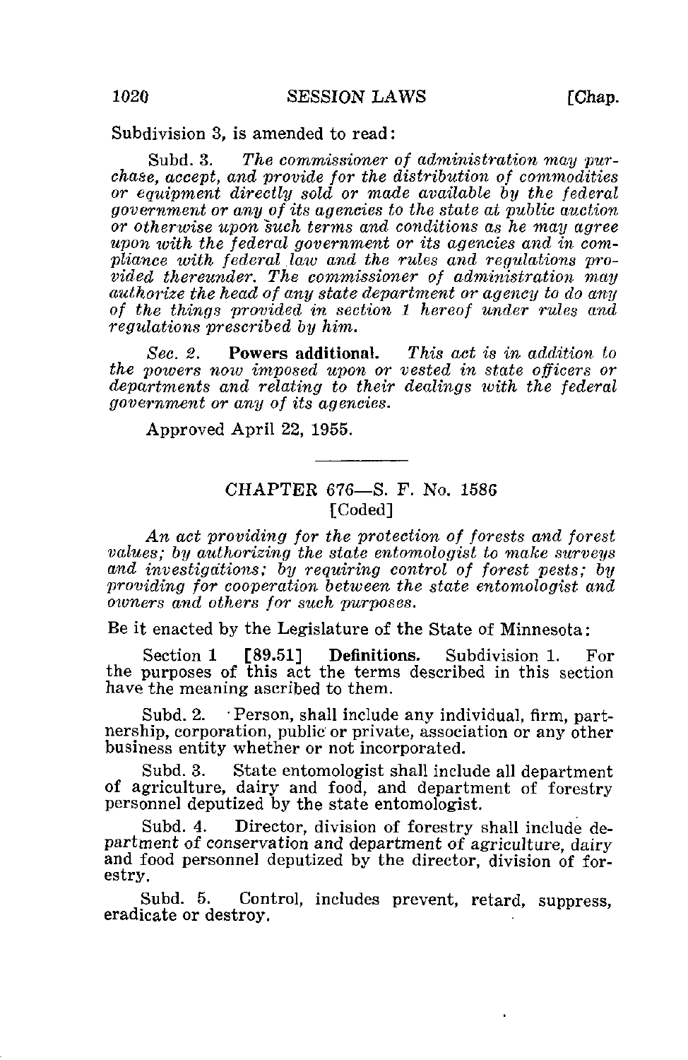Subdivision 3, is amended to read:

Subd. 3. *The commissioner of administration may purchase, accept, and provide for the distribution of commodities or equipment directly sold or made available by the federal government or any of its agencies to the state at public auction or otherwise upon such terms and conditions as he may agree upon with the federal government or its agencies and in compliance with federal law and the rules and regulations provided thereunder. The commissioner of administration may authorize the head of any state department or agency to do any of the things provided in section 1 hereof under rules and regulations prescribed by him.*

*Sec. 2.* **Powers additional.** *This act is in addition to the powers now imposed upon or vested in state officers or departments and relating to their dealings with the federal government or any of its agencies.*

Approved April 22, 1955.

---

## CHAPTER 676—S. F. No. 1586

[Coded]

*An act providing for the protection of forests and forest values; by authorizing the state entomologist to make surveys and investigations; by requiring control of forest pests; by providing for cooperation between the state entomologist and owners and others for such purposes.*

Be it enacted by the Legislature of the State of Minnesota:

Section 1 **[89.51] Definitions.** Subdivision 1. For the purposes of this act the terms described in this section have the meaning ascribed to them.

Subd. 2. Person, shall include any individual, firm, partnership, corporation, public or private, association or any other business entity whether or not incorporated.

Subd. 3. State entomologist shall include all department of agriculture, dairy and food, and department of forestry personnel deputized by the state entomologist.

Subd. 4. Director, division of forestry shall include department of conservation and department of agriculture, dairy and food personnel deputized by the director, division of forestry.

Subd. 5. Control, includes prevent, retard, suppress, eradicate or destroy.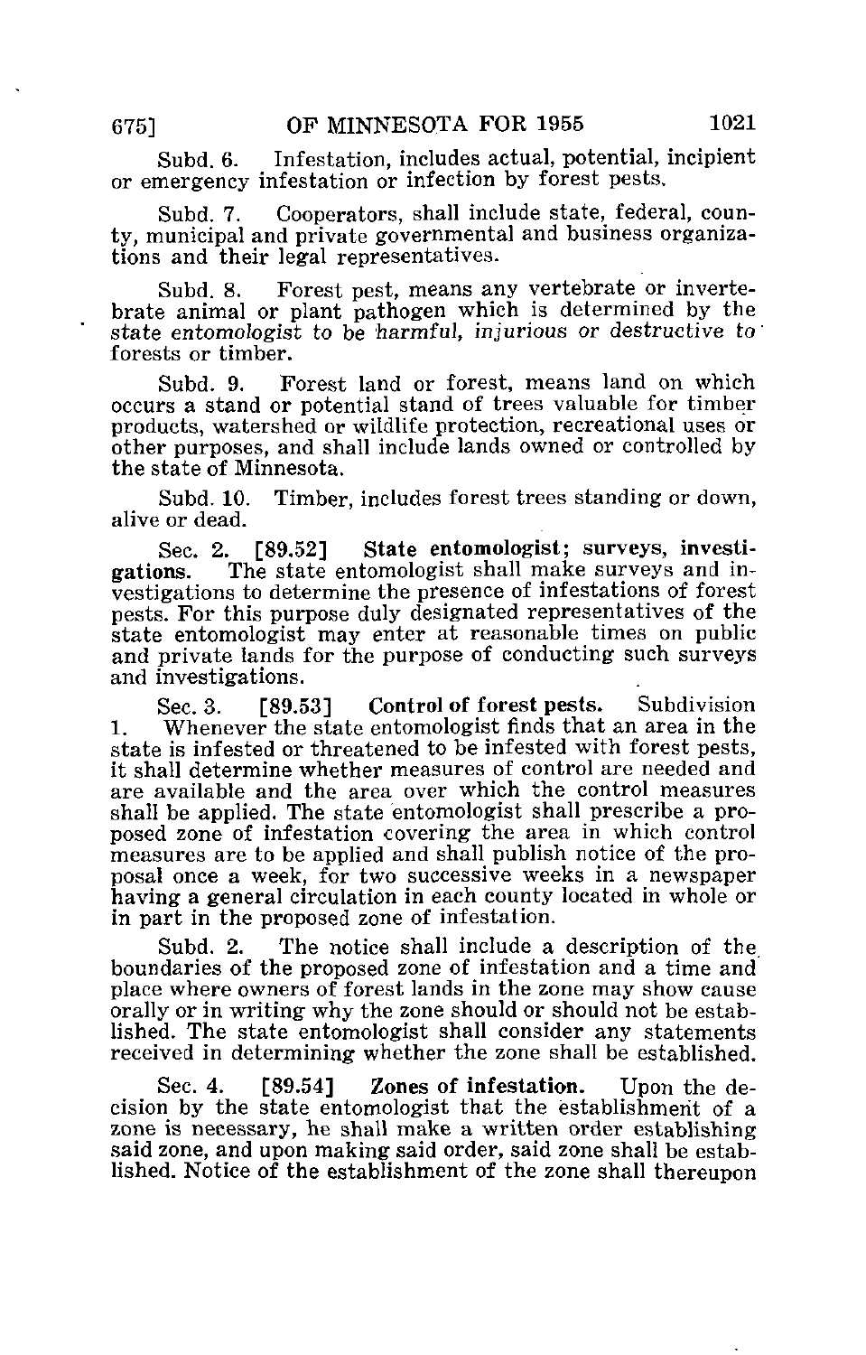Subd. 6. Infestation, includes actual, potential, incipient or emergency infestation or infection by forest pests.

Subd. 7. Cooperators, shall include state, federal, county, municipal and private governmental and business organizations and their legal representatives.

Subd. 8. Forest pest, means any vertebrate or invertebrate animal or plant pathogen which is determined by the *state entomologist to be harmful, injurious or destructive to* forests or timber.

Subd. 9. Forest land or forest, means land on which occurs a stand or potential stand of trees valuable for timber products, watershed or wildlife protection, recreational uses or other purposes, and shall include lands owned or controlled by the state of Minnesota.

Subd. 10. Timber, includes forest trees standing or down, alive or dead.

Sec. 2. [89.52] **State entomologist; surveys, investigations.** The state entomologist shall make surveys and investigations to determine the presence of infestations of forest pests. For this purpose duly designated representatives of the state entomologist may enter at reasonable times on public and private lands for the purpose of conducting such surveys and investigations.

Sec. 3. [89.53] **Control of forest pests.** Subdivision 1. Whenever the state entomologist finds that an area in the state is infested or threatened to be infested with forest pests, it shall determine whether measures of control are needed and are available and the area over which the control measures shall be applied. The state entomologist shall prescribe a proposed zone of infestation covering the area in which control measures are to be applied and shall publish notice of the proposal once a week, for two successive weeks in a newspaper having a general circulation in each county located in whole or in part in the proposed zone of infestation.

Subd. 2. The notice shall include a description of the boundaries of the proposed zone of infestation and a time and place where owners of forest lands in the zone may show cause orally or in writing why the zone should or should not be established. The state entomologist shall consider any statements received in determining whether the zone shall be established.

Sec. 4. [89.54] **Zones of infestation.** Upon the decision by the state entomologist that the establishment of a zone is necessary, he shall make a written order establishing said zone, and upon making said order, said zone shall be established. Notice of the establishment of the zone shall thereupon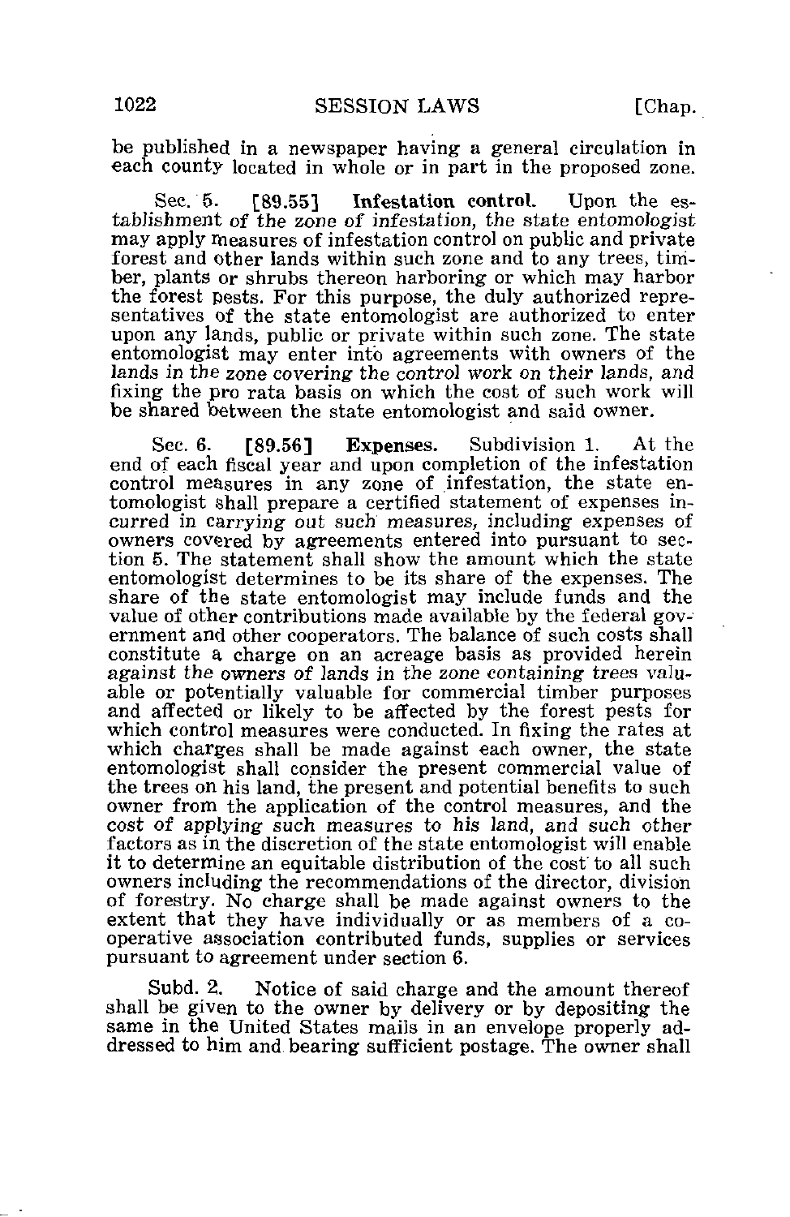be published in a newspaper having a general circulation in each county located in whole or in part in the proposed zone.

Sec. 5. [89.55] **Infestation control.** Upon the establishment of the zone of infestation, the state entomologist may apply measures of infestation control on public and private forest and other lands within such zone and to any trees, timber, plants or shrubs thereon harboring or which may harbor the forest pests. For this purpose, the duly authorized representatives of the state entomologist are authorized to enter upon any lands, public or private within such zone. The state entomologist may enter into agreements with owners of the lands in the zone covering the control work on their lands, and fixing the pro rata basis on which the cost of such work will be shared between the state entomologist and said owner.

Sec. 6. [89.56] **Expenses.** Subdivision 1. At the end of each fiscal year and upon completion of the infestation control measures in any zone of infestation, the state entomologist shall prepare a certified statement of expenses incurred in carrying out such measures, including expenses of owners covered by agreements entered into pursuant to section 5. The statement shall show the amount which the state entomologist determines to be its share of the expenses. The share of the state entomologist may include funds and the value of other contributions made available by the federal government and other cooperators. The balance of such costs shall constitute a charge on an acreage basis as provided herein against the owners of lands in the zone containing trees valuable or potentially valuable for commercial timber purposes and affected or likely to be affected by the forest pests for which control measures were conducted. In fixing the rates at which charges shall be made against each owner, the state entomologist shall consider the present commercial value of the trees on his land, the present and potential benefits to such owner from the application of the control measures, and the cost of applying such measures to his land, and such other factors as in the discretion of the state entomologist will enable it to determine an equitable distribution of the cost to all such owners including the recommendations of the director, division of forestry. No charge shall be made against owners to the extent that they have individually or as members of a cooperative association contributed funds, supplies or services pursuant to agreement under section 6.

Subd. 2. Notice of said charge and the amount thereof shall be given to the owner by delivery or by depositing the same in the United States mails in an envelope properly addressed to him and bearing sufficient postage. The owner shall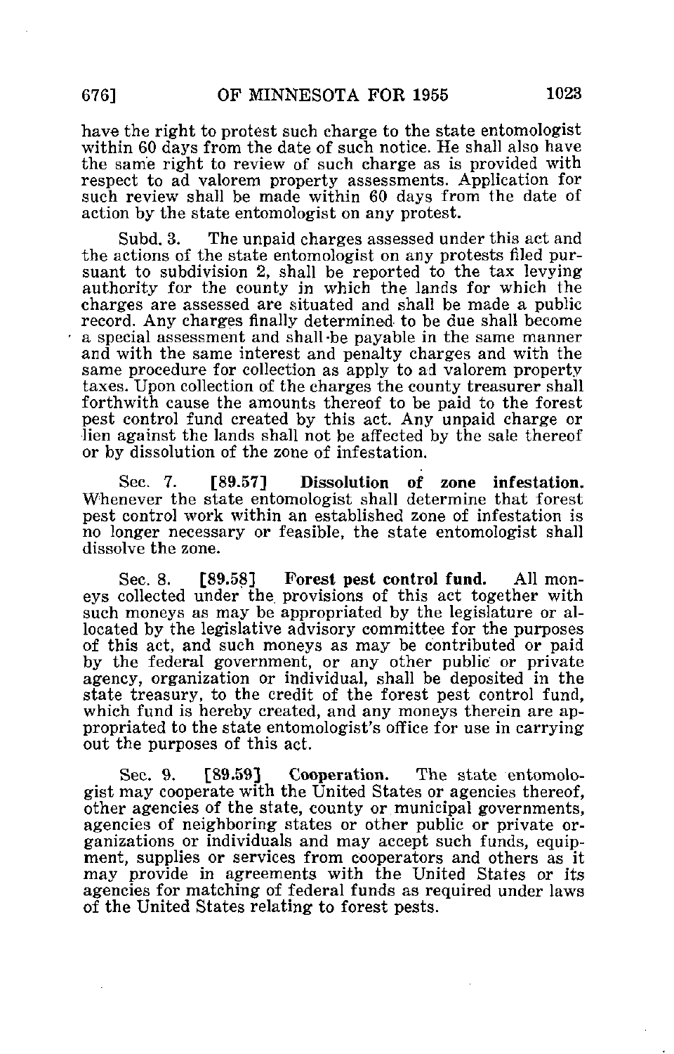have the right to protest such charge to the state entomologist within 60 days from the date of such notice. He shall also have the same right to review of such charge as is provided with respect to ad valorem property assessments. Application for such review shall be made within 60 days from the date of action by the state entomologist on any protest.

Subd. 3. The unpaid charges assessed under this act and the actions of the state entomologist on any protests filed pursuant to subdivision 2, shall be reported to the tax levying authority for the county in which the lands for which the charges are assessed are situated and shall be made a public record. Any charges finally determined to be due shall become a special assessment and shall be payable in the same manner and with the same interest and penalty charges and with the same procedure for collection as apply to ad valorem property taxes. Upon collection of the charges the county treasurer shall forthwith cause the amounts thereof to be paid to the forest pest control fund created by this act. Any unpaid charge or lien against the lands shall not be affected by the sale thereof or by dissolution of the zone of infestation.

Sec. 7. **[89.57] Dissolution of zone infestation.** Whenever the state entomologist shall determine that forest pest control work within an established zone of infestation is no longer necessary or feasible, the state entomologist shall dissolve the zone.

Sec. 8. **[89.58] Forest pest control fund.** All moneys collected under the provisions of this act together with such moneys as may be appropriated by the legislature or allocated by the legislative advisory committee for the purposes of this act, and such moneys as may be contributed or paid by the federal government, or any other public or private agency, organization or individual, shall be deposited in the state treasury, to the credit of the forest pest control fund, which fund is hereby created, and any moneys therein are appropriated to the state entomologist's office for use in carrying out the purposes of this act.

Sec. 9. **[89.59] Cooperation.** The state entomologist may cooperate with the United States or agencies thereof, other agencies of the state, county or municipal governments, agencies of neighboring states or other public or private organizations or individuals and may accept such funds, equipment, supplies or services from cooperators and others as it may provide in agreements with the United States or its agencies for matching of federal funds as required under laws of the United States relating to forest pests.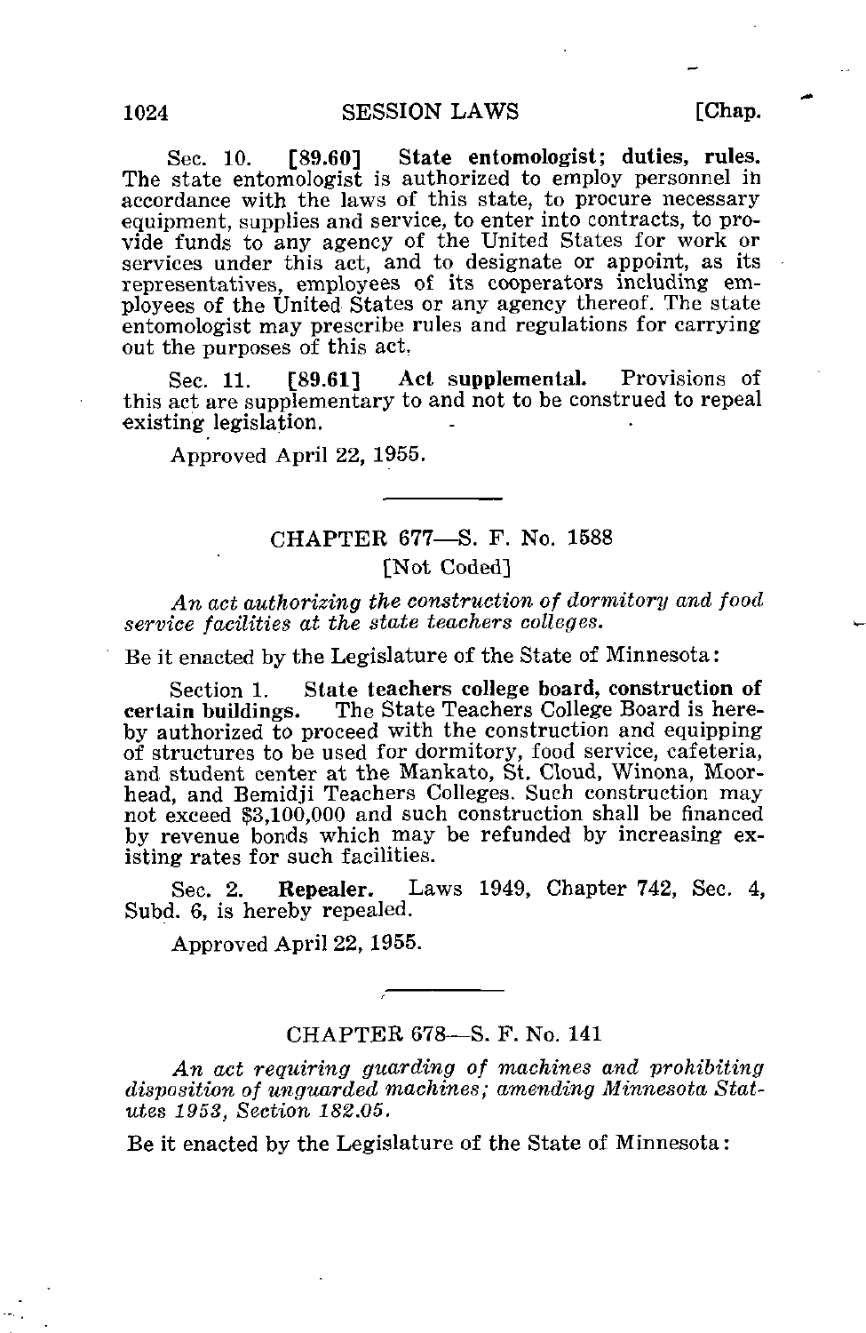Sec. 10. **[89.60] State entomologist; duties, rules.** The state entomologist is authorized to employ personnel in accordance with the laws of this state, to procure necessary equipment, supplies and service, to enter into contracts, to provide funds to any agency of the United States for work or services under this act, and to designate or appoint, as its representatives, employees of its cooperators including employees of the United States or any agency thereof. The state entomologist may prescribe rules and regulations for carrying out the purposes of this act.

Sec. 11. **[89.61] Act supplemental.** Provisions of this act are supplementary to and not to be construed to repeal existing legislation.

Approved April 22, 1955.

---

## CHAPTER 677—S. F. No. 1588

[Not Coded]

*An act authorizing the construction of dormitory and food service facilities at the state teachers colleges.*

Be it enacted by the Legislature of the State of Minnesota:

Section 1. **State teachers college board, construction of certain buildings.** The State Teachers College Board is hereby authorized to proceed with the construction and equipping of structures to be used for dormitory, food service, cafeteria, and student center at the Mankato, St. Cloud, Winona, Moorhead, and Bemidji Teachers Colleges. Such construction may not exceed $3,100,000 and such construction shall be financed by revenue bonds which may be refunded by increasing existing rates for such facilities.

Sec. 2. **Repealer.** Laws 1949, Chapter 742, Sec. 4, Subd. 6, is hereby repealed.

Approved April 22, 1955.

---

## CHAPTER 678—S. F. No. 141

*An act requiring guarding of machines and prohibiting disposition of unguarded machines; amending Minnesota Statutes 1953, Section 182.05.*

Be it enacted by the Legislature of the State of Minnesota: